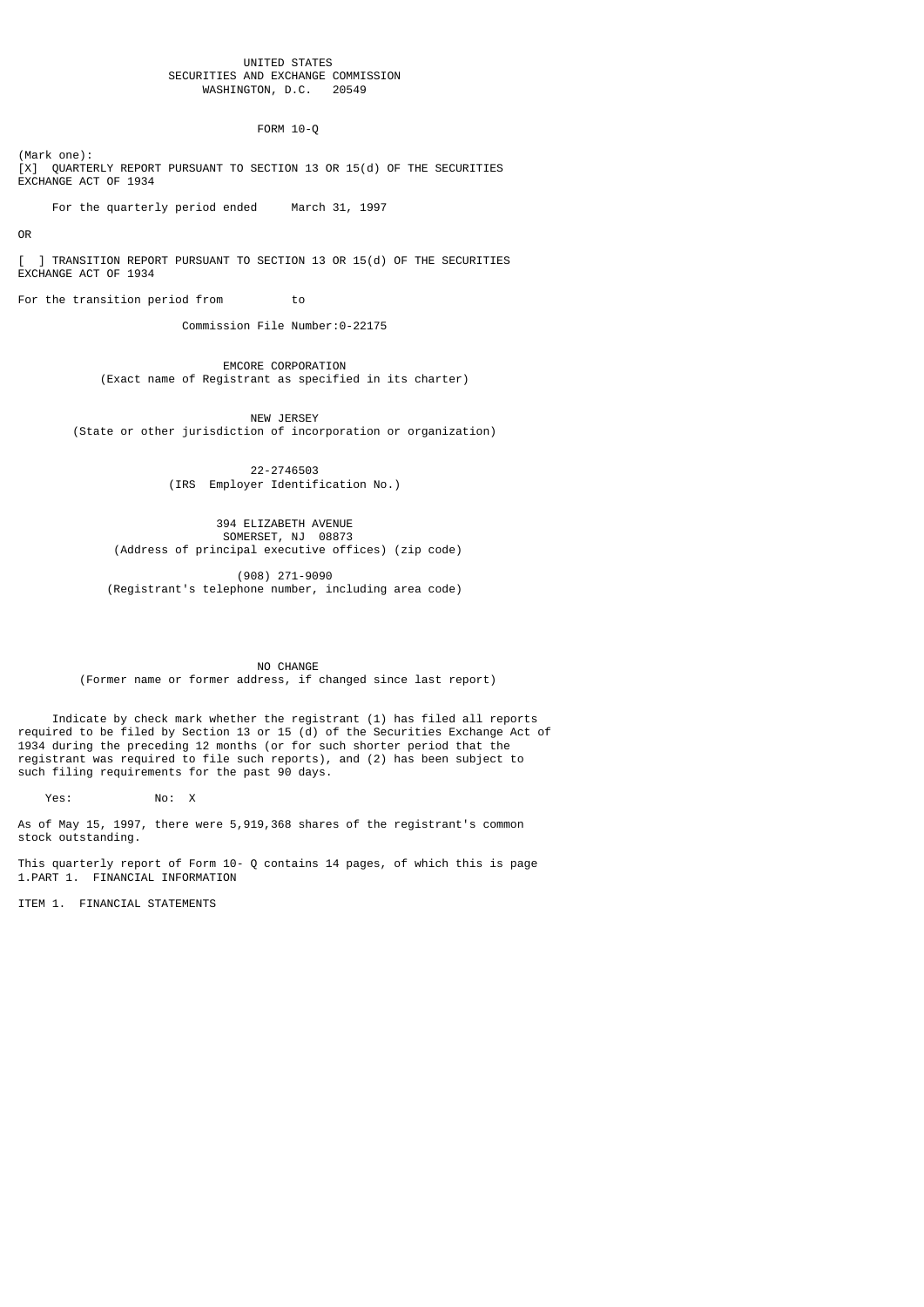UNITED STATES
SECURITIES AND EXCHANGE COMMISSION
WASHINGTON, D.C. 20549

FORM 10-Q

(Mark one):
[X] QUARTERLY REPORT PURSUANT TO SECTION 13 OR 15(d) OF THE SECURITIES EXCHANGE ACT OF 1934

For the quarterly period ended March 31, 1997

OR

[ ] TRANSITION REPORT PURSUANT TO SECTION 13 OR 15(d) OF THE SECURITIES EXCHANGE ACT OF 1934

For the transition period from to

Commission File Number:0-22175

EMCORE CORPORATION
(Exact name of Registrant as specified in its charter)

NEW JERSEY
(State or other jurisdiction of incorporation or organization)

22-2746503
(IRS Employer Identification No.)

394 ELIZABETH AVENUE
SOMERSET, NJ 08873
(Address of principal executive offices) (zip code)

(908) 271-9090
(Registrant's telephone number, including area code)

NO CHANGE
(Former name or former address, if changed since last report)

Indicate by check mark whether the registrant (1) has filed all reports required to be filed by Section 13 or 15 (d) of the Securities Exchange Act of 1934 during the preceding 12 months (or for such shorter period that the registrant was required to file such reports), and (2) has been subject to such filing requirements for the past 90 days.

Yes: No: X

As of May 15, 1997, there were 5,919,368 shares of the registrant's common stock outstanding.

This quarterly report of Form 10- Q contains 14 pages, of which this is page 1.

PART 1. FINANCIAL INFORMATION

ITEM 1. FINANCIAL STATEMENTS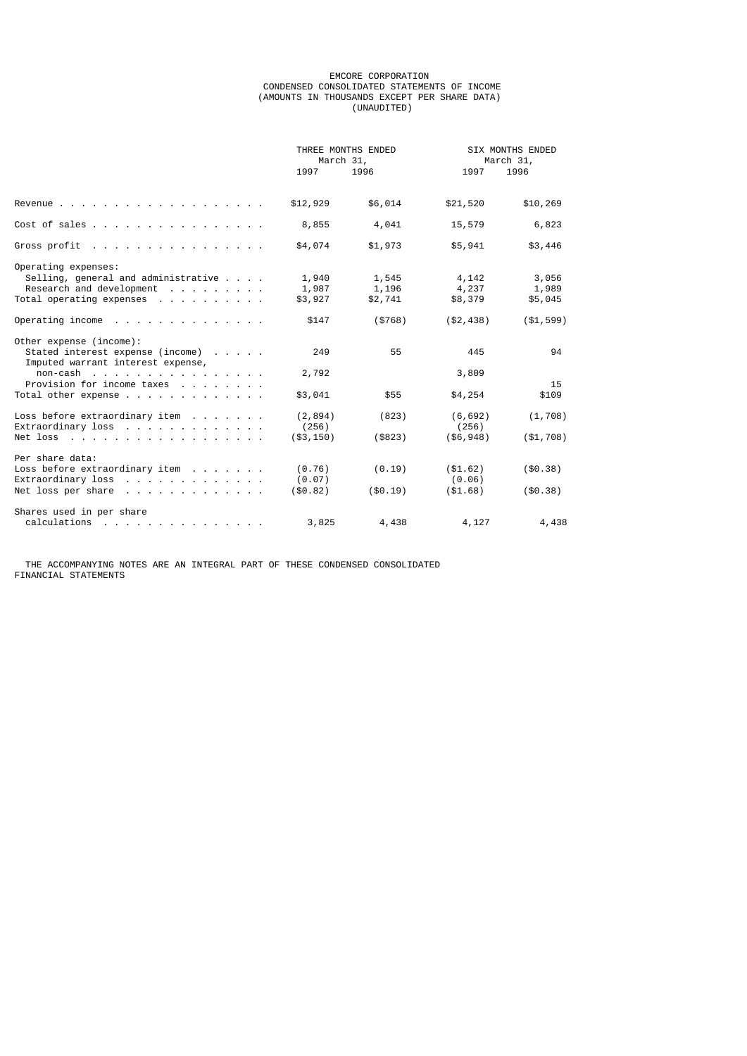# EMCORE CORPORATION

## CONDENSED CONSOLIDATED STATEMENTS OF INCOME

(AMOUNTS IN THOUSANDS EXCEPT PER SHARE DATA)

(UNAUDITED)

| | THREE MONTHS ENDED March 31, | | SIX MONTHS ENDED March 31, | |
|---|---|---|---|---|
| | 1997 | 1996 | 1997 | 1996 |
| Revenue | $12,929 | $6,014 | $21,520 | $10,269 |
| Cost of sales | 8,855 | 4,041 | 15,579 | 6,823 |
| Gross profit | $4,074 | $1,973 | $5,941 | $3,446 |
| Operating expenses: | | | | |
| Selling, general and administrative | 1,940 | 1,545 | 4,142 | 3,056 |
| Research and development | 1,987 | 1,196 | 4,237 | 1,989 |
| Total operating expenses | $3,927 | $2,741 | $8,379 | $5,045 |
| Operating income | $147 | ($768) | ($2,438) | ($1,599) |
| Other expense (income): | | | | |
| Stated interest expense (income) | 249 | 55 | 445 | 94 |
| Imputed warrant interest expense, non-cash | 2,792 | | 3,809 | |
| Provision for income taxes | | | | 15 |
| Total other expense | $3,041 | $55 | $4,254 | $109 |
| Loss before extraordinary item | (2,894) | (823) | (6,692) | (1,708) |
| Extraordinary loss | (256) | | (256) | |
| Net loss | ($3,150) | ($823) | ($6,948) | ($1,708) |
| Per share data: | | | | |
| Loss before extraordinary item | (0.76) | (0.19) | ($1.62) | ($0.38) |
| Extraordinary loss | (0.07) | | (0.06) | |
| Net loss per share | ($0.82) | ($0.19) | ($1.68) | ($0.38) |
| Shares used in per share calculations | 3,825 | 4,438 | 4,127 | 4,438 |

THE ACCOMPANYING NOTES ARE AN INTEGRAL PART OF THESE CONDENSED CONSOLIDATED FINANCIAL STATEMENTS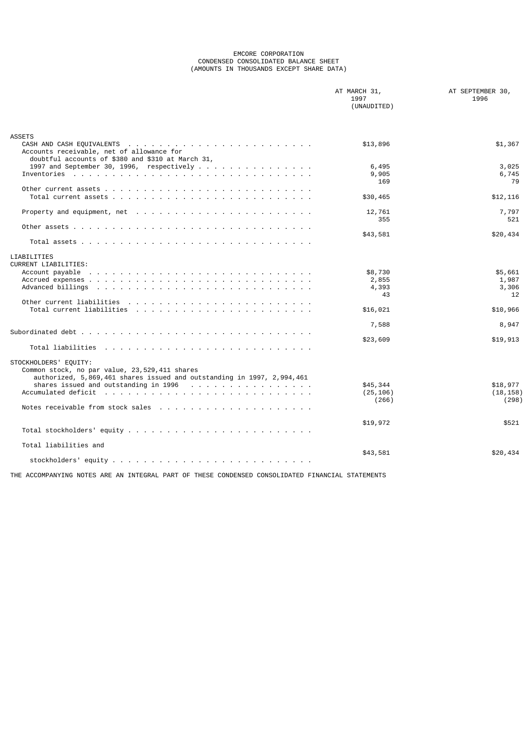# EMCORE CORPORATION
## CONDENSED CONSOLIDATED BALANCE SHEET
### (AMOUNTS IN THOUSANDS EXCEPT SHARE DATA)

| | AT MARCH 31, 1997 (UNAUDITED) | AT SEPTEMBER 30, 1996 |
|---|---|---|
| **ASSETS** | | |
| CASH AND CASH EQUIVALENTS | $13,896 | $1,367 |
| Accounts receivable, net of allowance for doubtful accounts of $380 and $310 at March 31, 1997 and September 30, 1996, respectively | 6,495 | 3,025 |
| Inventories | 9,905 | 6,745 |
| Other current assets | 169 | 79 |
| Total current assets | $30,465 | $12,116 |
| Property and equipment, net | 12,761 | 7,797 |
| Other assets | 355 | 521 |
| Total assets | $43,581 | $20,434 |
| **LIABILITIES** | | |
| CURRENT LIABILITIES: | | |
| Account payable | $8,730 | $5,661 |
| Accrued expenses | 2,855 | 1,987 |
| Advanced billings | 4,393 | 3,306 |
| Other current liabilities | 43 | 12 |
| Total current liabilities | $16,021 | $10,966 |
| Subordinated debt | 7,588 | 8,947 |
| Total liabilities | $23,609 | $19,913 |
| STOCKHOLDERS' EQUITY: | | |
| Common stock, no par value, 23,529,411 shares authorized, 5,869,461 shares issued and outstanding in 1997, 2,994,461 shares issued and outstanding in 1996 | $45,344 | $18,977 |
| Accumulated deficit | (25,106) | (18,158) |
| Notes receivable from stock sales | (266) | (298) |
| Total stockholders' equity | $19,972 | $521 |
| Total liabilities and stockholders' equity | $43,581 | $20,434 |

THE ACCOMPANYING NOTES ARE AN INTEGRAL PART OF THESE CONDENSED CONSOLIDATED FINANCIAL STATEMENTS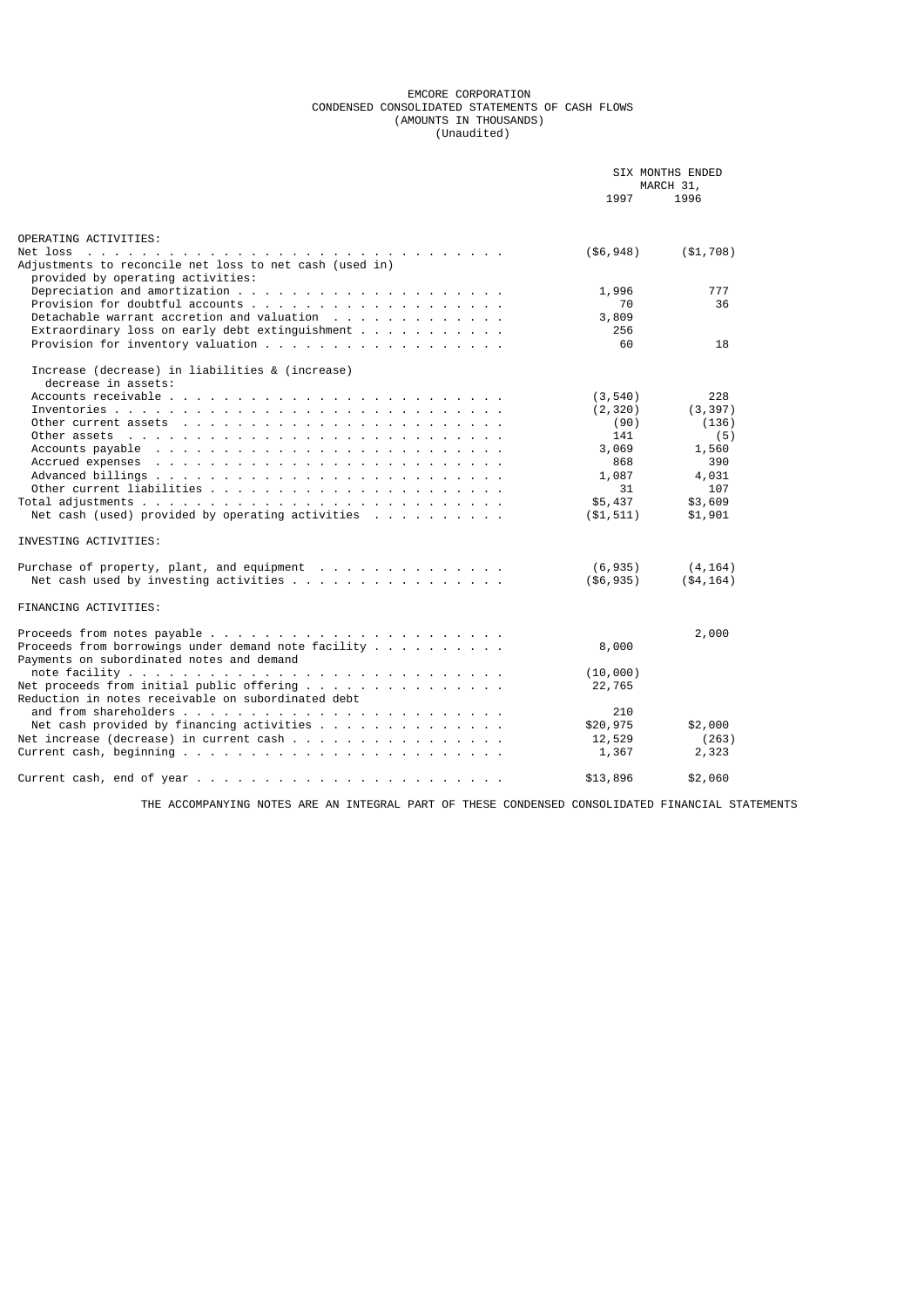# EMCORE CORPORATION
## CONDENSED CONSOLIDATED STATEMENTS OF CASH FLOWS
### (AMOUNTS IN THOUSANDS)
### (Unaudited)

| | SIX MONTHS ENDED MARCH 31, | |
|---|---|---|
| | 1997 | 1996 |
| **OPERATING ACTIVITIES:** | | |
| Net loss | ($6,948) | ($1,708) |
| Adjustments to reconcile net loss to net cash (used in) provided by operating activities: | | |
| Depreciation and amortization | 1,996 | 777 |
| Provision for doubtful accounts | 70 | 36 |
| Detachable warrant accretion and valuation | 3,809 | |
| Extraordinary loss on early debt extinguishment | 256 | |
| Provision for inventory valuation | 60 | 18 |
| Increase (decrease) in liabilities & (increase) decrease in assets: | | |
| Accounts receivable | (3,540) | 228 |
| Inventories | (2,320) | (3,397) |
| Other current assets | (90) | (136) |
| Other assets | 141 | (5) |
| Accounts payable | 3,069 | 1,560 |
| Accrued expenses | 868 | 390 |
| Advanced billings | 1,087 | 4,031 |
| Other current liabilities | 31 | 107 |
| Total adjustments | $5,437 | $3,609 |
| Net cash (used) provided by operating activities | ($1,511) | $1,901 |
| **INVESTING ACTIVITIES:** | | |
| Purchase of property, plant, and equipment | (6,935) | (4,164) |
| Net cash used by investing activities | ($6,935) | ($4,164) |
| **FINANCING ACTIVITIES:** | | |
| Proceeds from notes payable | | 2,000 |
| Proceeds from borrowings under demand note facility | 8,000 | |
| Payments on subordinated notes and demand note facility | (10,000) | |
| Net proceeds from initial public offering | 22,765 | |
| Reduction in notes receivable on subordinated debt and from shareholders | 210 | |
| Net cash provided by financing activities | $20,975 | $2,000 |
| Net increase (decrease) in current cash | 12,529 | (263) |
| Current cash, beginning | 1,367 | 2,323 |
| Current cash, end of year | $13,896 | $2,060 |

THE ACCOMPANYING NOTES ARE AN INTEGRAL PART OF THESE CONDENSED CONSOLIDATED FINANCIAL STATEMENTS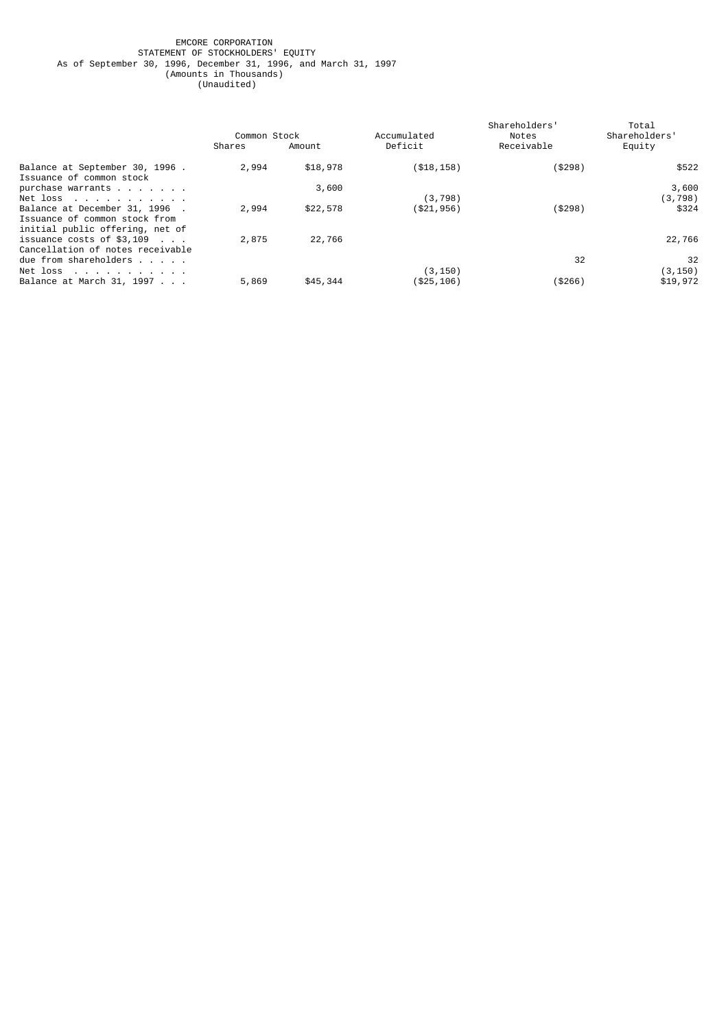EMCORE CORPORATION
STATEMENT OF STOCKHOLDERS' EQUITY
As of September 30, 1996, December 31, 1996, and March 31, 1997
(Amounts in Thousands)
(Unaudited)

| | Common Stock | | Accumulated | Shareholders' Notes | Total Shareholders' |
|---|---|---|---|---|---|
| | Shares | Amount | Deficit | Receivable | Equity |
| Balance at September 30, 1996 | 2,994 | $18,978 | ($18,158) | ($298) | $522 |
| Issuance of common stock purchase warrants | | 3,600 | | | 3,600 |
| Net loss | | | (3,798) | | (3,798) |
| Balance at December 31, 1996 | 2,994 | $22,578 | ($21,956) | ($298) | $324 |
| Issuance of common stock from initial public offering, net of issuance costs of $3,109 | 2,875 | 22,766 | | | 22,766 |
| Cancellation of notes receivable due from shareholders | | | | 32 | 32 |
| Net loss | | | (3,150) | | (3,150) |
| Balance at March 31, 1997 | 5,869 | $45,344 | ($25,106) | ($266) | $19,972 |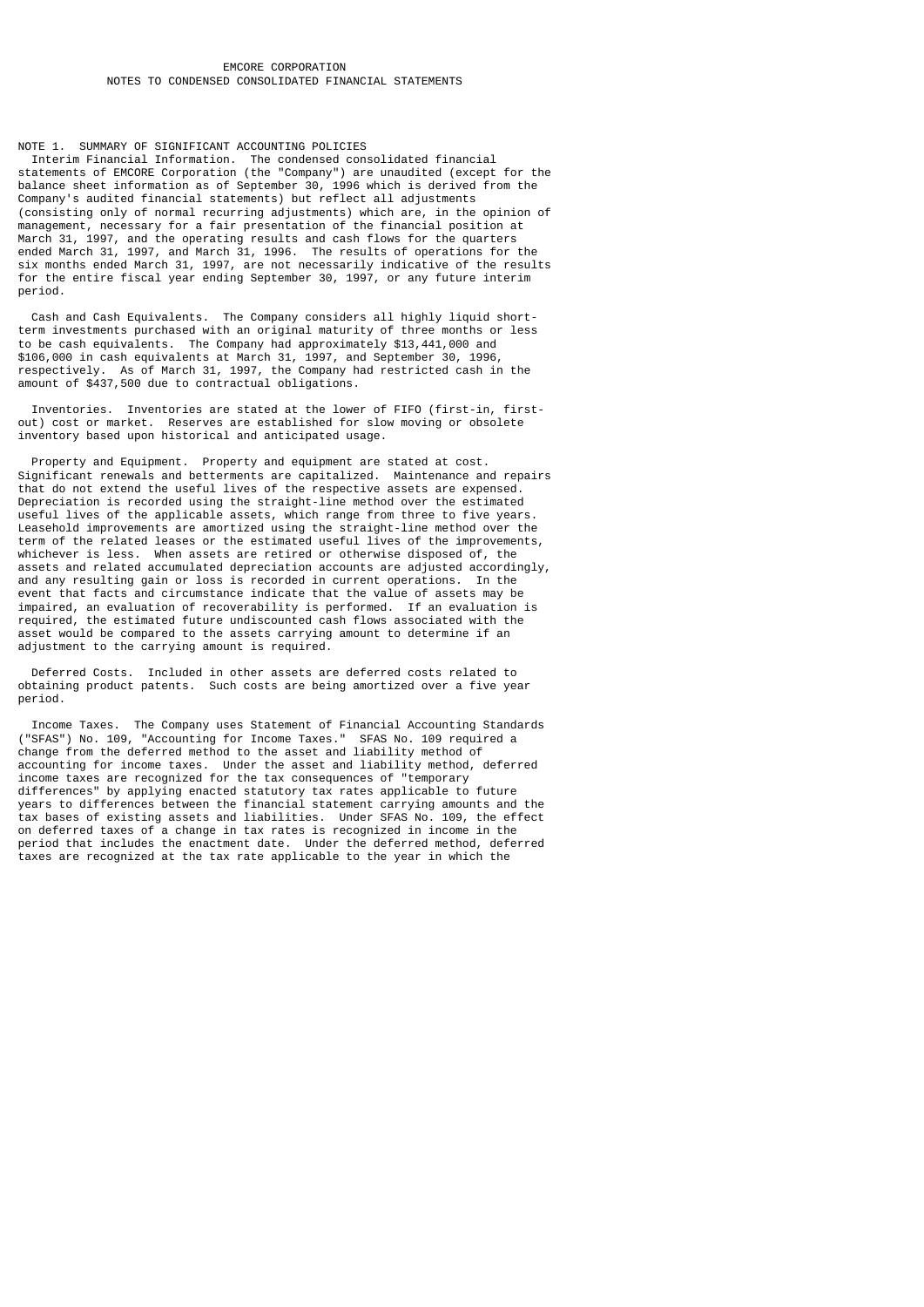# EMCORE CORPORATION
## NOTES TO CONDENSED CONSOLIDATED FINANCIAL STATEMENTS

### NOTE 1. SUMMARY OF SIGNIFICANT ACCOUNTING POLICIES

Interim Financial Information. The condensed consolidated financial statements of EMCORE Corporation (the "Company") are unaudited (except for the balance sheet information as of September 30, 1996 which is derived from the Company's audited financial statements) but reflect all adjustments (consisting only of normal recurring adjustments) which are, in the opinion of management, necessary for a fair presentation of the financial position at March 31, 1997, and the operating results and cash flows for the quarters ended March 31, 1997, and March 31, 1996. The results of operations for the six months ended March 31, 1997, are not necessarily indicative of the results for the entire fiscal year ending September 30, 1997, or any future interim period.

Cash and Cash Equivalents. The Company considers all highly liquid short-term investments purchased with an original maturity of three months or less to be cash equivalents. The Company had approximately $13,441,000 and $106,000 in cash equivalents at March 31, 1997, and September 30, 1996, respectively. As of March 31, 1997, the Company had restricted cash in the amount of $437,500 due to contractual obligations.

Inventories. Inventories are stated at the lower of FIFO (first-in, first-out) cost or market. Reserves are established for slow moving or obsolete inventory based upon historical and anticipated usage.

Property and Equipment. Property and equipment are stated at cost. Significant renewals and betterments are capitalized. Maintenance and repairs that do not extend the useful lives of the respective assets are expensed. Depreciation is recorded using the straight-line method over the estimated useful lives of the applicable assets, which range from three to five years. Leasehold improvements are amortized using the straight-line method over the term of the related leases or the estimated useful lives of the improvements, whichever is less. When assets are retired or otherwise disposed of, the assets and related accumulated depreciation accounts are adjusted accordingly, and any resulting gain or loss is recorded in current operations. In the event that facts and circumstance indicate that the value of assets may be impaired, an evaluation of recoverability is performed. If an evaluation is required, the estimated future undiscounted cash flows associated with the asset would be compared to the assets carrying amount to determine if an adjustment to the carrying amount is required.

Deferred Costs. Included in other assets are deferred costs related to obtaining product patents. Such costs are being amortized over a five year period.

Income Taxes. The Company uses Statement of Financial Accounting Standards ("SFAS") No. 109, "Accounting for Income Taxes." SFAS No. 109 required a change from the deferred method to the asset and liability method of accounting for income taxes. Under the asset and liability method, deferred income taxes are recognized for the tax consequences of "temporary differences" by applying enacted statutory tax rates applicable to future years to differences between the financial statement carrying amounts and the tax bases of existing assets and liabilities. Under SFAS No. 109, the effect on deferred taxes of a change in tax rates is recognized in income in the period that includes the enactment date. Under the deferred method, deferred taxes are recognized at the tax rate applicable to the year in which the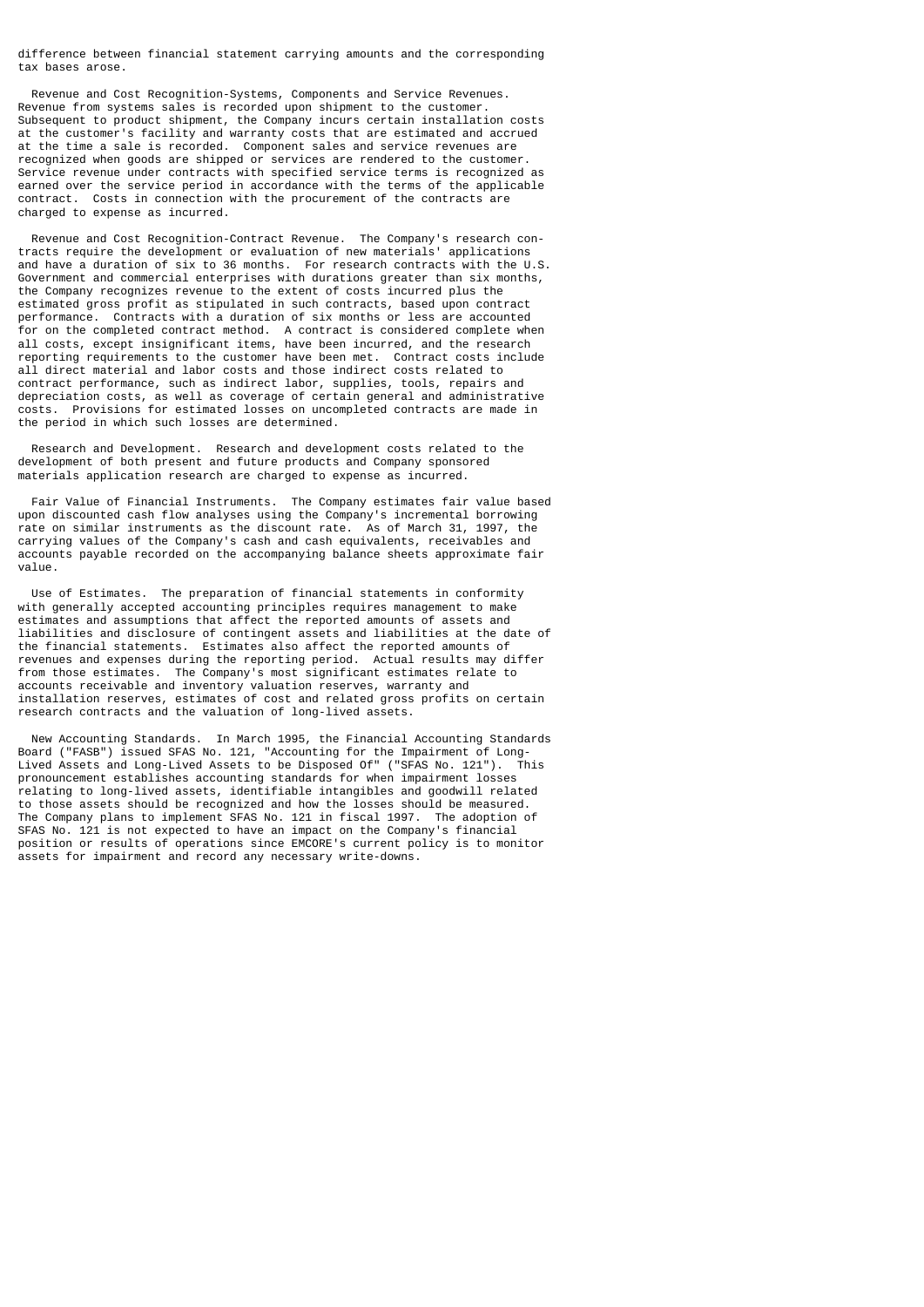difference between financial statement carrying amounts and the corresponding tax bases arose.

Revenue and Cost Recognition-Systems, Components and Service Revenues. Revenue from systems sales is recorded upon shipment to the customer. Subsequent to product shipment, the Company incurs certain installation costs at the customer's facility and warranty costs that are estimated and accrued at the time a sale is recorded. Component sales and service revenues are recognized when goods are shipped or services are rendered to the customer. Service revenue under contracts with specified service terms is recognized as earned over the service period in accordance with the terms of the applicable contract. Costs in connection with the procurement of the contracts are charged to expense as incurred.

Revenue and Cost Recognition-Contract Revenue. The Company's research contracts require the development or evaluation of new materials' applications and have a duration of six to 36 months. For research contracts with the U.S. Government and commercial enterprises with durations greater than six months, the Company recognizes revenue to the extent of costs incurred plus the estimated gross profit as stipulated in such contracts, based upon contract performance. Contracts with a duration of six months or less are accounted for on the completed contract method. A contract is considered complete when all costs, except insignificant items, have been incurred, and the research reporting requirements to the customer have been met. Contract costs include all direct material and labor costs and those indirect costs related to contract performance, such as indirect labor, supplies, tools, repairs and depreciation costs, as well as coverage of certain general and administrative costs. Provisions for estimated losses on uncompleted contracts are made in the period in which such losses are determined.

Research and Development. Research and development costs related to the development of both present and future products and Company sponsored materials application research are charged to expense as incurred.

Fair Value of Financial Instruments. The Company estimates fair value based upon discounted cash flow analyses using the Company's incremental borrowing rate on similar instruments as the discount rate. As of March 31, 1997, the carrying values of the Company's cash and cash equivalents, receivables and accounts payable recorded on the accompanying balance sheets approximate fair value.

Use of Estimates. The preparation of financial statements in conformity with generally accepted accounting principles requires management to make estimates and assumptions that affect the reported amounts of assets and liabilities and disclosure of contingent assets and liabilities at the date of the financial statements. Estimates also affect the reported amounts of revenues and expenses during the reporting period. Actual results may differ from those estimates. The Company's most significant estimates relate to accounts receivable and inventory valuation reserves, warranty and installation reserves, estimates of cost and related gross profits on certain research contracts and the valuation of long-lived assets.

New Accounting Standards. In March 1995, the Financial Accounting Standards Board ("FASB") issued SFAS No. 121, "Accounting for the Impairment of Long-Lived Assets and Long-Lived Assets to be Disposed Of" ("SFAS No. 121"). This pronouncement establishes accounting standards for when impairment losses relating to long-lived assets, identifiable intangibles and goodwill related to those assets should be recognized and how the losses should be measured. The Company plans to implement SFAS No. 121 in fiscal 1997. The adoption of SFAS No. 121 is not expected to have an impact on the Company's financial position or results of operations since EMCORE's current policy is to monitor assets for impairment and record any necessary write-downs.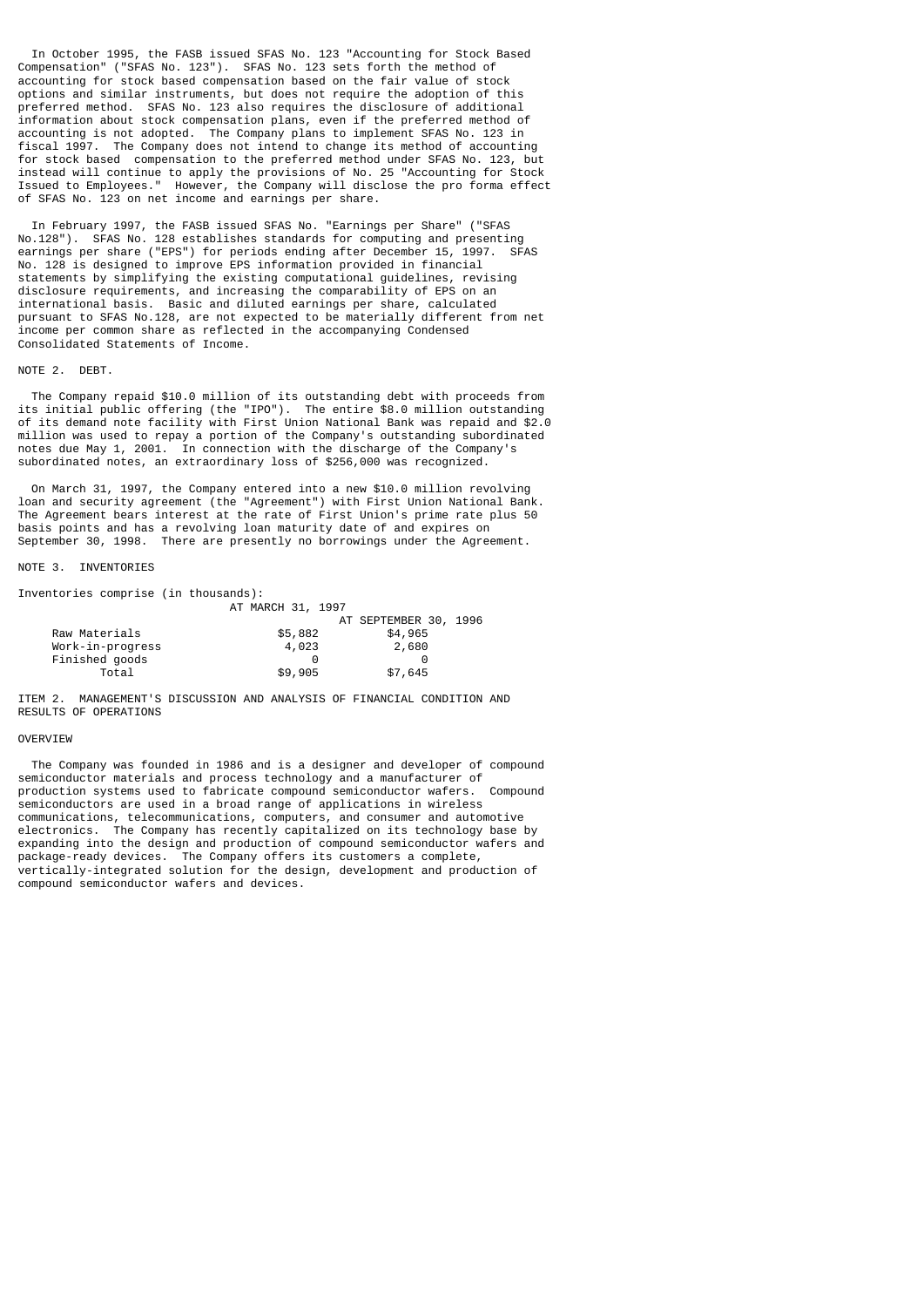In October 1995, the FASB issued SFAS No. 123 "Accounting for Stock Based Compensation" ("SFAS No. 123"). SFAS No. 123 sets forth the method of accounting for stock based compensation based on the fair value of stock options and similar instruments, but does not require the adoption of this preferred method. SFAS No. 123 also requires the disclosure of additional information about stock compensation plans, even if the preferred method of accounting is not adopted. The Company plans to implement SFAS No. 123 in fiscal 1997. The Company does not intend to change its method of accounting for stock based compensation to the preferred method under SFAS No. 123, but instead will continue to apply the provisions of No. 25 "Accounting for Stock Issued to Employees." However, the Company will disclose the pro forma effect of SFAS No. 123 on net income and earnings per share.

In February 1997, the FASB issued SFAS No. "Earnings per Share" ("SFAS No.128"). SFAS No. 128 establishes standards for computing and presenting earnings per share ("EPS") for periods ending after December 15, 1997. SFAS No. 128 is designed to improve EPS information provided in financial statements by simplifying the existing computational guidelines, revising disclosure requirements, and increasing the comparability of EPS on an international basis. Basic and diluted earnings per share, calculated pursuant to SFAS No.128, are not expected to be materially different from net income per common share as reflected in the accompanying Condensed Consolidated Statements of Income.

NOTE 2. DEBT.

The Company repaid $10.0 million of its outstanding debt with proceeds from its initial public offering (the "IPO"). The entire $8.0 million outstanding of its demand note facility with First Union National Bank was repaid and $2.0 million was used to repay a portion of the Company's outstanding subordinated notes due May 1, 2001. In connection with the discharge of the Company's subordinated notes, an extraordinary loss of $256,000 was recognized.

On March 31, 1997, the Company entered into a new $10.0 million revolving loan and security agreement (the "Agreement") with First Union National Bank. The Agreement bears interest at the rate of First Union's prime rate plus 50 basis points and has a revolving loan maturity date of and expires on September 30, 1998. There are presently no borrowings under the Agreement.

NOTE 3. INVENTORIES

Inventories comprise (in thousands):

| | AT MARCH 31, 1997 | AT SEPTEMBER 30, 1996 |
|---|---|---|
| Raw Materials | $5,882 | $4,965 |
| Work-in-progress | 4,023 | 2,680 |
| Finished goods | 0 | 0 |
| Total | $9,905 | $7,645 |

ITEM 2. MANAGEMENT'S DISCUSSION AND ANALYSIS OF FINANCIAL CONDITION AND RESULTS OF OPERATIONS

OVERVIEW

The Company was founded in 1986 and is a designer and developer of compound semiconductor materials and process technology and a manufacturer of production systems used to fabricate compound semiconductor wafers. Compound semiconductors are used in a broad range of applications in wireless communications, telecommunications, computers, and consumer and automotive electronics. The Company has recently capitalized on its technology base by expanding into the design and production of compound semiconductor wafers and package-ready devices. The Company offers its customers a complete, vertically-integrated solution for the design, development and production of compound semiconductor wafers and devices.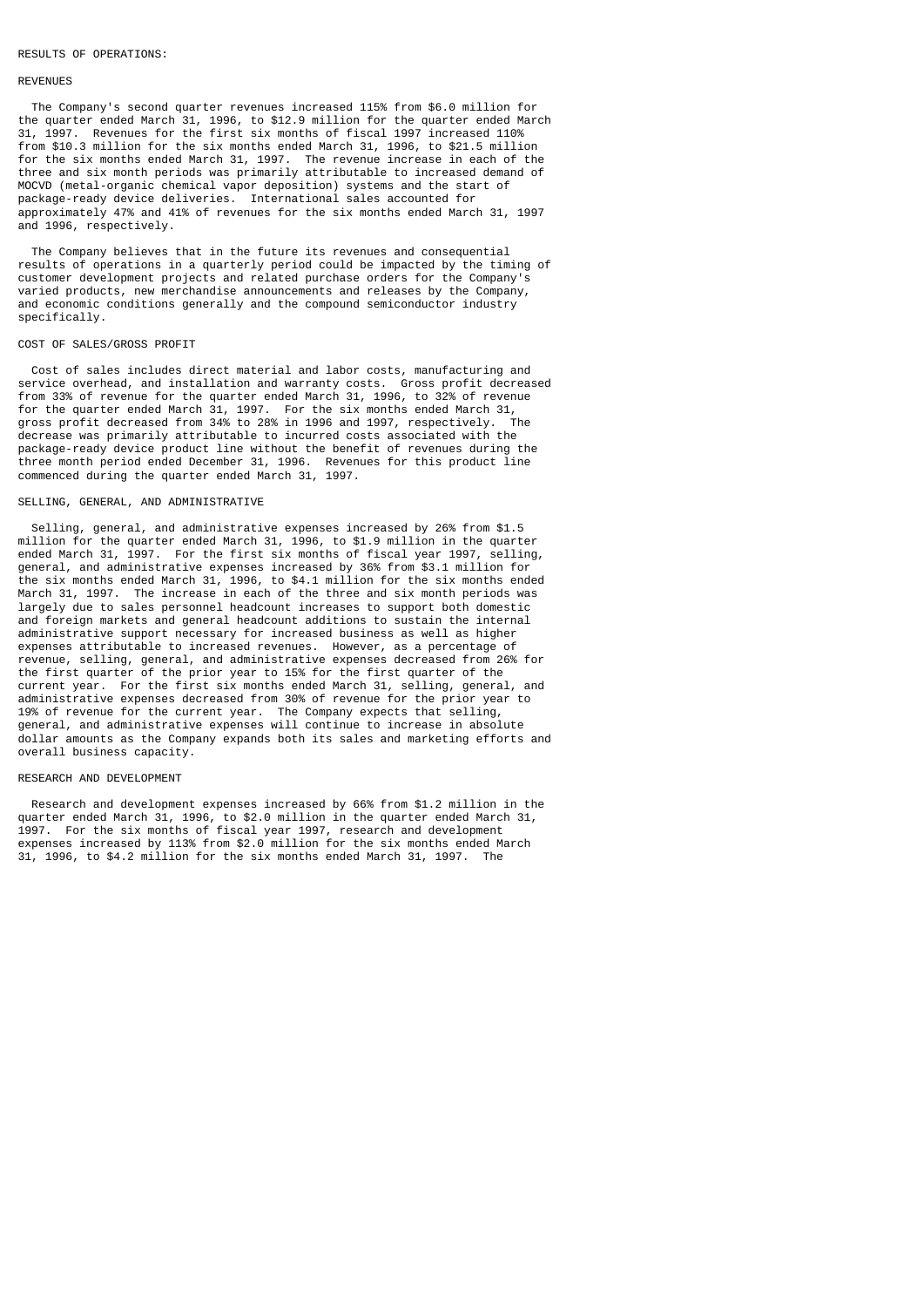## RESULTS OF OPERATIONS:

### REVENUES

The Company's second quarter revenues increased 115% from $6.0 million for the quarter ended March 31, 1996, to $12.9 million for the quarter ended March 31, 1997. Revenues for the first six months of fiscal 1997 increased 110% from $10.3 million for the six months ended March 31, 1996, to $21.5 million for the six months ended March 31, 1997. The revenue increase in each of the three and six month periods was primarily attributable to increased demand of MOCVD (metal-organic chemical vapor deposition) systems and the start of package-ready device deliveries. International sales accounted for approximately 47% and 41% of revenues for the six months ended March 31, 1997 and 1996, respectively.

The Company believes that in the future its revenues and consequential results of operations in a quarterly period could be impacted by the timing of customer development projects and related purchase orders for the Company's varied products, new merchandise announcements and releases by the Company, and economic conditions generally and the compound semiconductor industry specifically.

### COST OF SALES/GROSS PROFIT

Cost of sales includes direct material and labor costs, manufacturing and service overhead, and installation and warranty costs. Gross profit decreased from 33% of revenue for the quarter ended March 31, 1996, to 32% of revenue for the quarter ended March 31, 1997. For the six months ended March 31, gross profit decreased from 34% to 28% in 1996 and 1997, respectively. The decrease was primarily attributable to incurred costs associated with the package-ready device product line without the benefit of revenues during the three month period ended December 31, 1996. Revenues for this product line commenced during the quarter ended March 31, 1997.

### SELLING, GENERAL, AND ADMINISTRATIVE

Selling, general, and administrative expenses increased by 26% from $1.5 million for the quarter ended March 31, 1996, to $1.9 million in the quarter ended March 31, 1997. For the first six months of fiscal year 1997, selling, general, and administrative expenses increased by 36% from $3.1 million for the six months ended March 31, 1996, to $4.1 million for the six months ended March 31, 1997. The increase in each of the three and six month periods was largely due to sales personnel headcount increases to support both domestic and foreign markets and general headcount additions to sustain the internal administrative support necessary for increased business as well as higher expenses attributable to increased revenues. However, as a percentage of revenue, selling, general, and administrative expenses decreased from 26% for the first quarter of the prior year to 15% for the first quarter of the current year. For the first six months ended March 31, selling, general, and administrative expenses decreased from 30% of revenue for the prior year to 19% of revenue for the current year. The Company expects that selling, general, and administrative expenses will continue to increase in absolute dollar amounts as the Company expands both its sales and marketing efforts and overall business capacity.

### RESEARCH AND DEVELOPMENT

Research and development expenses increased by 66% from $1.2 million in the quarter ended March 31, 1996, to $2.0 million in the quarter ended March 31, 1997. For the six months of fiscal year 1997, research and development expenses increased by 113% from $2.0 million for the six months ended March 31, 1996, to $4.2 million for the six months ended March 31, 1997. The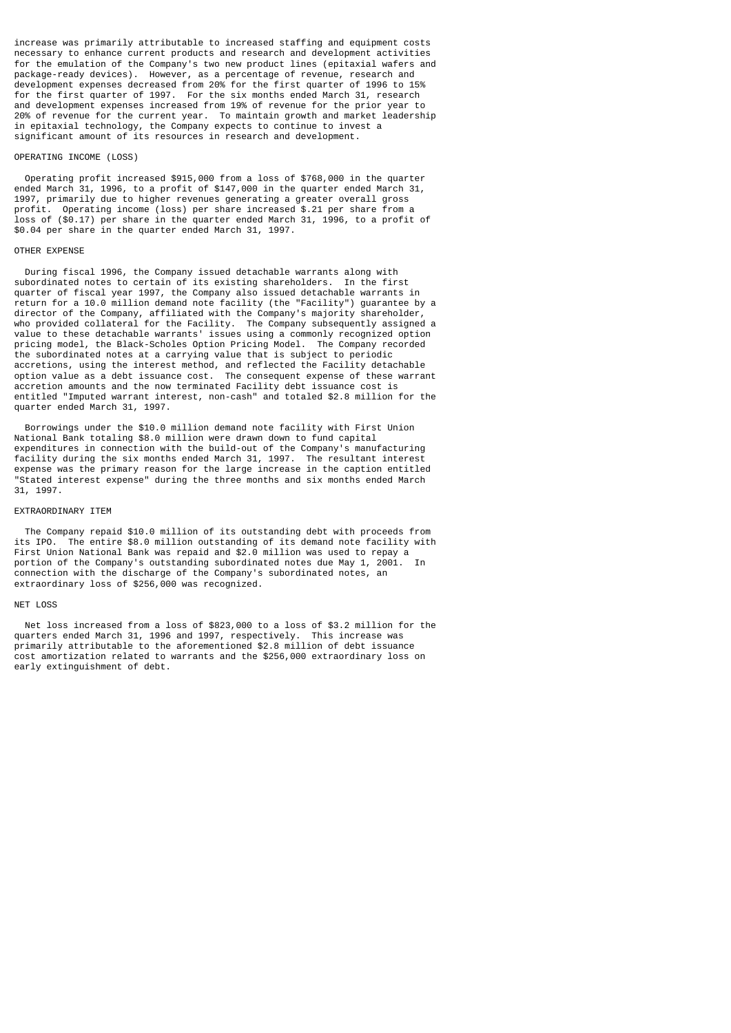increase was primarily attributable to increased staffing and equipment costs necessary to enhance current products and research and development activities for the emulation of the Company's two new product lines (epitaxial wafers and package-ready devices). However, as a percentage of revenue, research and development expenses decreased from 20% for the first quarter of 1996 to 15% for the first quarter of 1997. For the six months ended March 31, research and development expenses increased from 19% of revenue for the prior year to 20% of revenue for the current year. To maintain growth and market leadership in epitaxial technology, the Company expects to continue to invest a significant amount of its resources in research and development.

## OPERATING INCOME (LOSS)

Operating profit increased $915,000 from a loss of $768,000 in the quarter ended March 31, 1996, to a profit of $147,000 in the quarter ended March 31, 1997, primarily due to higher revenues generating a greater overall gross profit. Operating income (loss) per share increased $.21 per share from a loss of ($0.17) per share in the quarter ended March 31, 1996, to a profit of $0.04 per share in the quarter ended March 31, 1997.

## OTHER EXPENSE

During fiscal 1996, the Company issued detachable warrants along with subordinated notes to certain of its existing shareholders. In the first quarter of fiscal year 1997, the Company also issued detachable warrants in return for a 10.0 million demand note facility (the "Facility") guarantee by a director of the Company, affiliated with the Company's majority shareholder, who provided collateral for the Facility. The Company subsequently assigned a value to these detachable warrants' issues using a commonly recognized option pricing model, the Black-Scholes Option Pricing Model. The Company recorded the subordinated notes at a carrying value that is subject to periodic accretions, using the interest method, and reflected the Facility detachable option value as a debt issuance cost. The consequent expense of these warrant accretion amounts and the now terminated Facility debt issuance cost is entitled "Imputed warrant interest, non-cash" and totaled $2.8 million for the quarter ended March 31, 1997.

Borrowings under the $10.0 million demand note facility with First Union National Bank totaling $8.0 million were drawn down to fund capital expenditures in connection with the build-out of the Company's manufacturing facility during the six months ended March 31, 1997. The resultant interest expense was the primary reason for the large increase in the caption entitled "Stated interest expense" during the three months and six months ended March 31, 1997.

## EXTRAORDINARY ITEM

The Company repaid $10.0 million of its outstanding debt with proceeds from its IPO. The entire $8.0 million outstanding of its demand note facility with First Union National Bank was repaid and $2.0 million was used to repay a portion of the Company's outstanding subordinated notes due May 1, 2001. In connection with the discharge of the Company's subordinated notes, an extraordinary loss of $256,000 was recognized.

## NET LOSS

Net loss increased from a loss of $823,000 to a loss of $3.2 million for the quarters ended March 31, 1996 and 1997, respectively. This increase was primarily attributable to the aforementioned $2.8 million of debt issuance cost amortization related to warrants and the $256,000 extraordinary loss on early extinguishment of debt.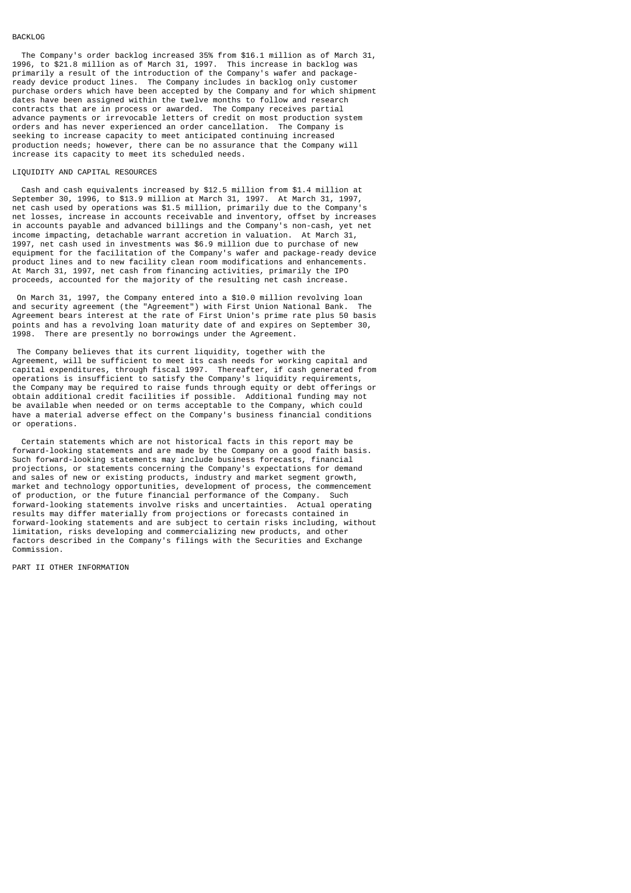## BACKLOG

The Company's order backlog increased 35% from $16.1 million as of March 31, 1996, to $21.8 million as of March 31, 1997. This increase in backlog was primarily a result of the introduction of the Company's wafer and package-ready device product lines. The Company includes in backlog only customer purchase orders which have been accepted by the Company and for which shipment dates have been assigned within the twelve months to follow and research contracts that are in process or awarded. The Company receives partial advance payments or irrevocable letters of credit on most production system orders and has never experienced an order cancellation. The Company is seeking to increase capacity to meet anticipated continuing increased production needs; however, there can be no assurance that the Company will increase its capacity to meet its scheduled needs.

## LIQUIDITY AND CAPITAL RESOURCES

Cash and cash equivalents increased by $12.5 million from $1.4 million at September 30, 1996, to $13.9 million at March 31, 1997. At March 31, 1997, net cash used by operations was $1.5 million, primarily due to the Company's net losses, increase in accounts receivable and inventory, offset by increases in accounts payable and advanced billings and the Company's non-cash, yet net income impacting, detachable warrant accretion in valuation. At March 31, 1997, net cash used in investments was $6.9 million due to purchase of new equipment for the facilitation of the Company's wafer and package-ready device product lines and to new facility clean room modifications and enhancements. At March 31, 1997, net cash from financing activities, primarily the IPO proceeds, accounted for the majority of the resulting net cash increase.

On March 31, 1997, the Company entered into a $10.0 million revolving loan and security agreement (the "Agreement") with First Union National Bank. The Agreement bears interest at the rate of First Union's prime rate plus 50 basis points and has a revolving loan maturity date of and expires on September 30, 1998. There are presently no borrowings under the Agreement.

The Company believes that its current liquidity, together with the Agreement, will be sufficient to meet its cash needs for working capital and capital expenditures, through fiscal 1997. Thereafter, if cash generated from operations is insufficient to satisfy the Company's liquidity requirements, the Company may be required to raise funds through equity or debt offerings or obtain additional credit facilities if possible. Additional funding may not be available when needed or on terms acceptable to the Company, which could have a material adverse effect on the Company's business financial conditions or operations.

Certain statements which are not historical facts in this report may be forward-looking statements and are made by the Company on a good faith basis. Such forward-looking statements may include business forecasts, financial projections, or statements concerning the Company's expectations for demand and sales of new or existing products, industry and market segment growth, market and technology opportunities, development of process, the commencement of production, or the future financial performance of the Company. Such forward-looking statements involve risks and uncertainties. Actual operating results may differ materially from projections or forecasts contained in forward-looking statements and are subject to certain risks including, without limitation, risks developing and commercializing new products, and other factors described in the Company's filings with the Securities and Exchange Commission.

# PART II OTHER INFORMATION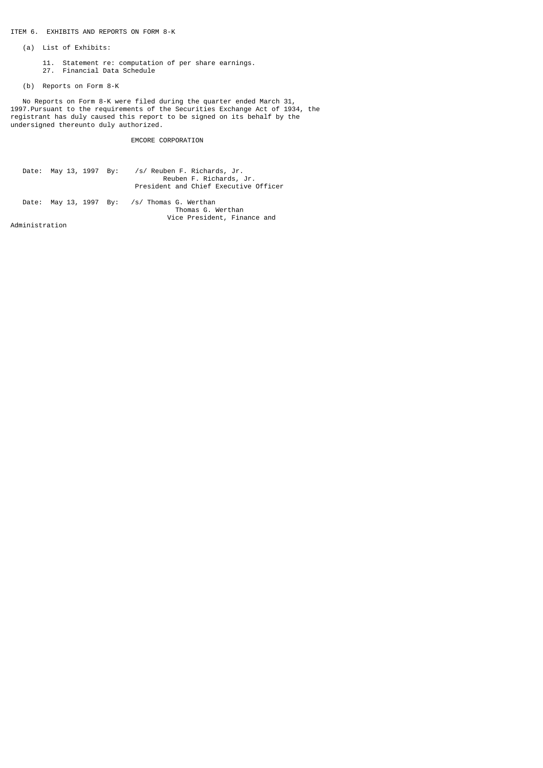ITEM 6. EXHIBITS AND REPORTS ON FORM 8-K

(a) List of Exhibits:

11. Statement re: computation of per share earnings.
27. Financial Data Schedule

(b) Reports on Form 8-K

No Reports on Form 8-K were filed during the quarter ended March 31, 1997.Pursuant to the requirements of the Securities Exchange Act of 1934, the registrant has duly caused this report to be signed on its behalf by the undersigned thereunto duly authorized.

EMCORE CORPORATION

Date: May 13, 1997 By: /s/ Reuben F. Richards, Jr.
Reuben F. Richards, Jr.
President and Chief Executive Officer

Date: May 13, 1997 By: /s/ Thomas G. Werthan
Thomas G. Werthan
Vice President, Finance and Administration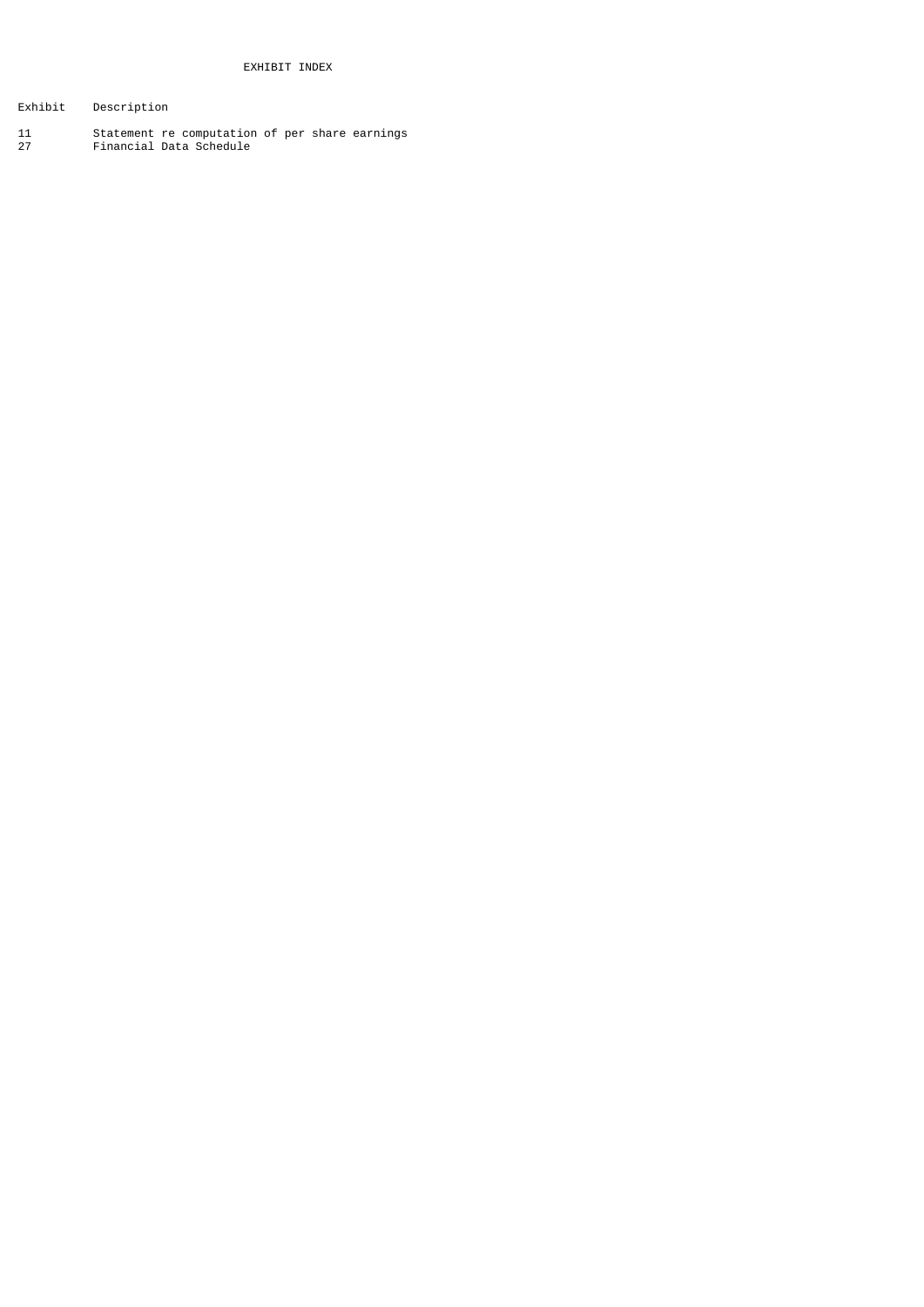# EXHIBIT INDEX

| Exhibit | Description |
|---|---|
| 11 | Statement re computation of per share earnings |
| 27 | Financial Data Schedule |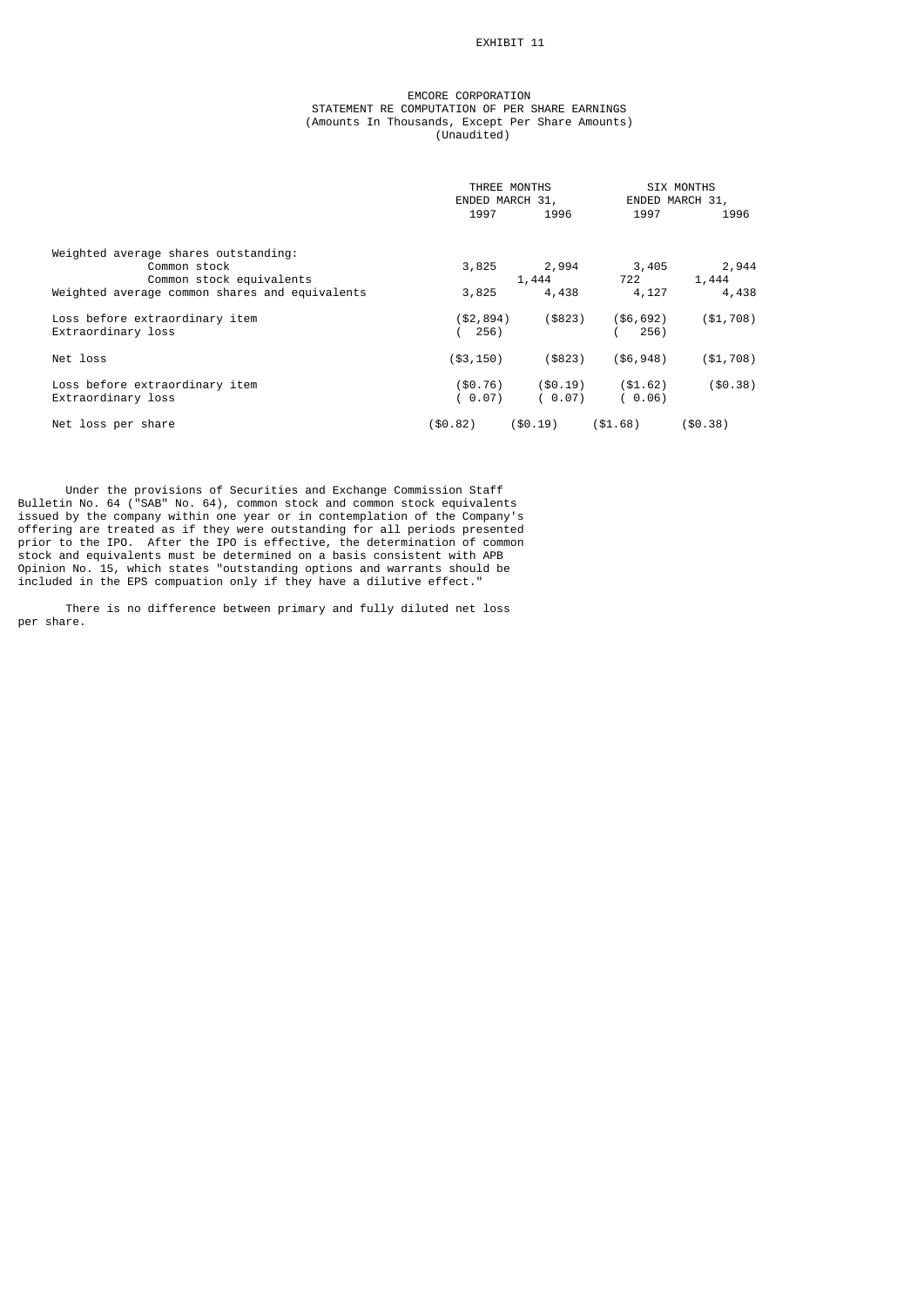EXHIBIT 11

EMCORE CORPORATION
STATEMENT RE COMPUTATION OF PER SHARE EARNINGS
(Amounts In Thousands, Except Per Share Amounts)
(Unaudited)

| | THREE MONTHS ENDED MARCH 31, | | SIX MONTHS ENDED MARCH 31, | |
|---|---|---|---|---|
| | 1997 | 1996 | 1997 | 1996 |
| Weighted average shares outstanding: | | | | |
| Common stock | 3,825 | 2,994 | 3,405 | 2,944 |
| Common stock equivalents | | 1,444 | 722 | 1,444 |
| Weighted average common shares and equivalents | 3,825 | 4,438 | 4,127 | 4,438 |
| Loss before extraordinary item | ($2,894) | ($823) | ($6,692) | ($1,708) |
| Extraordinary loss | ( 256) | | ( 256) | |
| Net loss | ($3,150) | ($823) | ($6,948) | ($1,708) |
| Loss before extraordinary item | ($0.76) | ($0.19) | ($1.62) | ($0.38) |
| Extraordinary loss | ( 0.07) | ( 0.07) | ( 0.06) | |
| Net loss per share | ($0.82) | ($0.19) | ($1.68) | ($0.38) |

Under the provisions of Securities and Exchange Commission Staff Bulletin No. 64 ("SAB" No. 64), common stock and common stock equivalents issued by the company within one year or in contemplation of the Company's offering are treated as if they were outstanding for all periods presented prior to the IPO. After the IPO is effective, the determination of common stock and equivalents must be determined on a basis consistent with APB Opinion No. 15, which states "outstanding options and warrants should be included in the EPS compuation only if they have a dilutive effect."

There is no difference between primary and fully diluted net loss per share.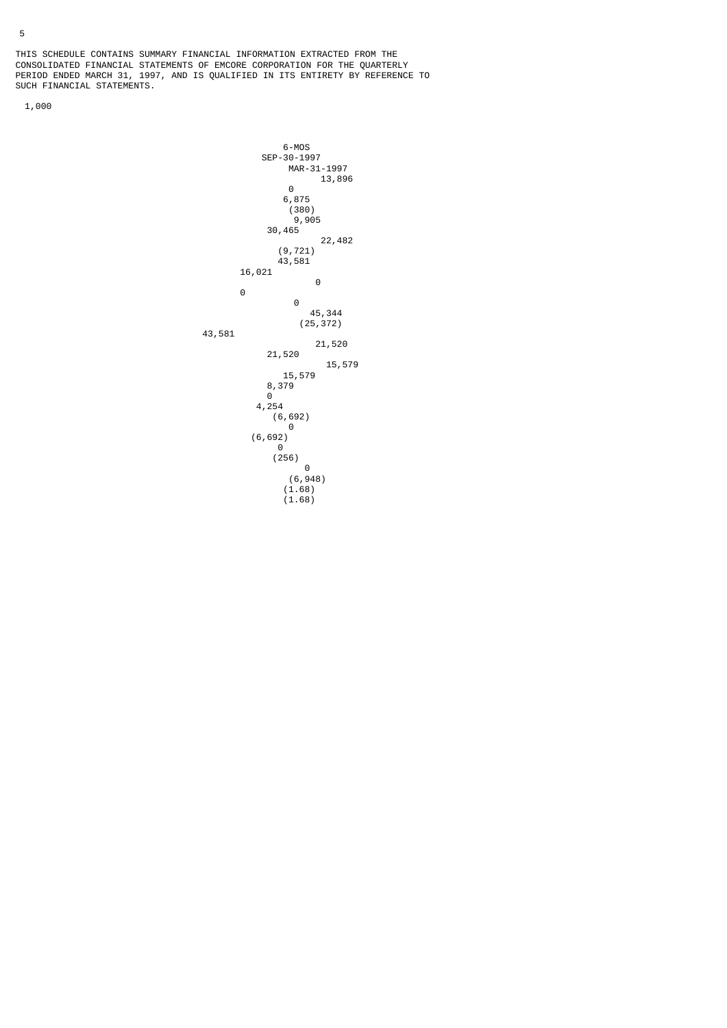5

THIS SCHEDULE CONTAINS SUMMARY FINANCIAL INFORMATION EXTRACTED FROM THE CONSOLIDATED FINANCIAL STATEMENTS OF EMCORE CORPORATION FOR THE QUARTERLY PERIOD ENDED MARCH 31, 1997, AND IS QUALIFIED IN ITS ENTIRETY BY REFERENCE TO SUCH FINANCIAL STATEMENTS.

1,000

```
6-MOS
SEP-30-1997
MAR-31-1997
13,896
0
6,875
(380)
9,905
30,465
22,482
(9,721)
43,581
16,021
0
0
0
45,344
(25,372)
43,581
21,520
21,520
15,579
15,579
8,379
0
4,254
(6,692)
0
(6,692)
0
(256)
0
(6,948)
(1.68)
(1.68)
```